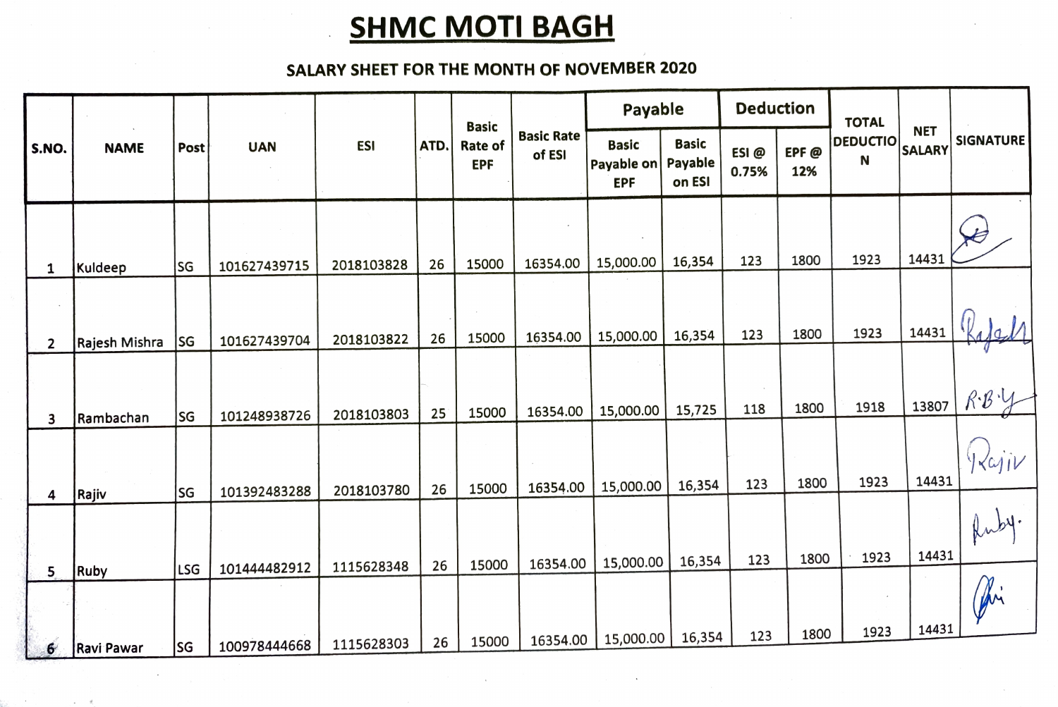# SHMC MOTI BAGH

## SALARY SHEET FOR THE MONTH OF NOVEMBER 2020

| S.NO. | NAME | Post | UAN | ESI | ATD. | Basic Rate of EPF | Basic Rate of ESI | Payable | | Deduction | | TOTAL DEDUCTION | NET SALARY | SIGNATURE |
|---|---|---|---|---|---|---|---|---|---|---|---|---|---|---|
| | | | | | | | | Basic Payable on EPF | Basic Payable on ESI | ESI @ 0.75% | EPF @ 12% | | | |
| 1 | Kuldeep | SG | 101627439715 | 2018103828 | 26 | 15000 | 16354.00 | 15,000.00 | 16,354 | 123 | 1800 | 1923 | 14431 | |
| 2 | Rajesh Mishra | SG | 101627439704 | 2018103822 | 26 | 15000 | 16354.00 | 15,000.00 | 16,354 | 123 | 1800 | 1923 | 14431 | Rajesh |
| 3 | Rambachan | SG | 101248938726 | 2018103803 | 25 | 15000 | 16354.00 | 15,000.00 | 15,725 | 118 | 1800 | 1918 | 13807 | R.B.Y |
| 4 | Rajiv | SG | 101392483288 | 2018103780 | 26 | 15000 | 16354.00 | 15,000.00 | 16,354 | 123 | 1800 | 1923 | 14431 | Rajiv |
| 5 | Ruby | LSG | 101444482912 | 1115628348 | 26 | 15000 | 16354.00 | 15,000.00 | 16,354 | 123 | 1800 | 1923 | 14431 | Ruby. |
| 6 | Ravi Pawar | SG | 100978444668 | 1115628303 | 26 | 15000 | 16354.00 | 15,000.00 | 16,354 | 123 | 1800 | 1923 | 14431 | |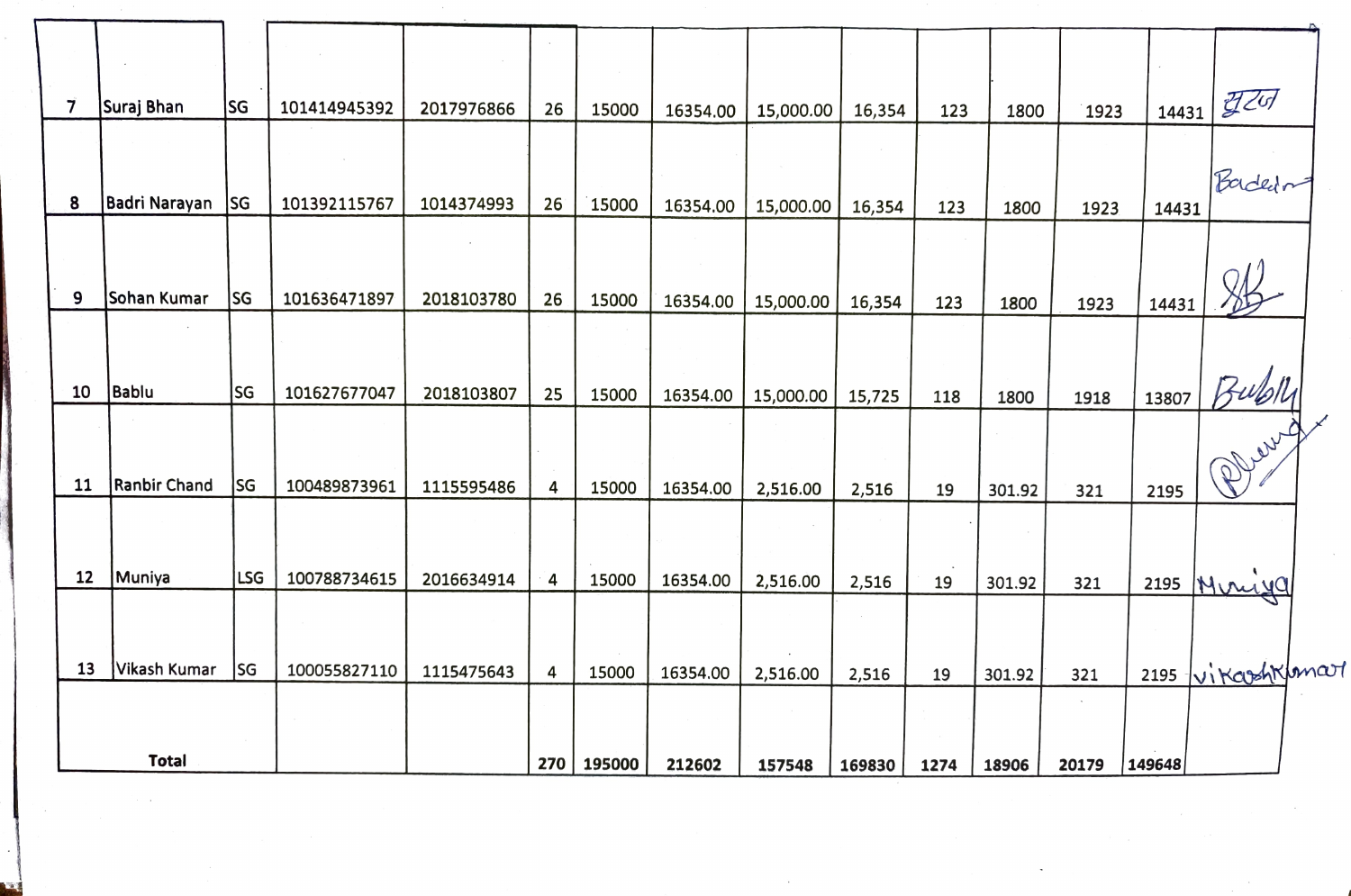| | | | | | | | | | | | | | | |
|---|---|---|---|---|---|---|---|---|---|---|---|---|---|---|
| 7 | Suraj Bhan | SG | 101414945392 | 2017976866 | 26 | 15000 | 16354.00 | 15,000.00 | 16,354 | 123 | 1800 | 1923 | 14431 | सूरज |
| 8 | Badri Narayan | SG | 101392115767 | 1014374993 | 26 | 15000 | 16354.00 | 15,000.00 | 16,354 | 123 | 1800 | 1923 | 14431 | Badri |
| 9 | Sohan Kumar | SG | 101636471897 | 2018103780 | 26 | 15000 | 16354.00 | 15,000.00 | 16,354 | 123 | 1800 | 1923 | 14431 | SB |
| 10 | Bablu | SG | 101627677047 | 2018103807 | 25 | 15000 | 16354.00 | 15,000.00 | 15,725 | 118 | 1800 | 1918 | 13807 | Bablu |
| 11 | Ranbir Chand | SG | 100489873961 | 1115595486 | 4 | 15000 | 16354.00 | 2,516.00 | 2,516 | 19 | 301.92 | 321 | 2195 | Ranbir |
| 12 | Muniya | LSG | 100788734615 | 2016634914 | 4 | 15000 | 16354.00 | 2,516.00 | 2,516 | 19 | 301.92 | 321 | 2195 | Muniya |
| 13 | Vikash Kumar | SG | 100055827110 | 1115475643 | 4 | 15000 | 16354.00 | 2,516.00 | 2,516 | 19 | 301.92 | 321 | 2195 | vikashkumar |
| | Total | | | | 270 | 195000 | 212602 | 157548 | 169830 | 1274 | 18906 | 20179 | 149648 | |